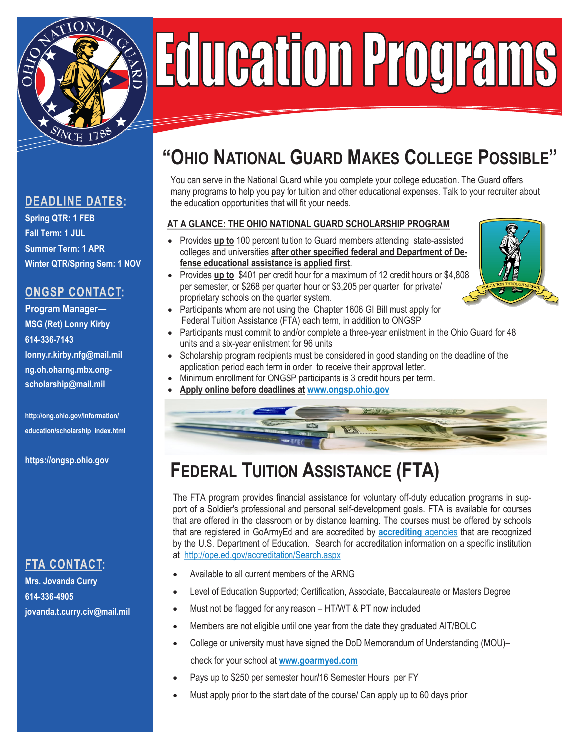# Education Programs

## DEADLINE DATES:

**Spring QTR: 1 FEB**
**Fall Term: 1 JUL**
**Summer Term: 1 APR**
**Winter QTR/Spring Sem: 1 NOV**

## ONGSP CONTACT:

**Program Manager—**
**MSG (Ret) Lonny Kirby**
**614-336-7143**
**lonny.r.kirby.nfg@mail.mil**
**ng.oh.oharng.mbx.ong-scholarship@mail.mil**

**http://ong.ohio.gov/information/education/scholarship_index.html**

**https://ongsp.ohio.gov**

## FTA CONTACT:

**Mrs. Jovanda Curry**
**614-336-4905**
**jovanda.t.curry.civ@mail.mil**

## "OHIO NATIONAL GUARD MAKES COLLEGE POSSIBLE"

You can serve in the National Guard while you complete your college education. The Guard offers many programs to help you pay for tuition and other educational expenses. Talk to your recruiter about the education opportunities that will fit your needs.

**AT A GLANCE: THE OHIO NATIONAL GUARD SCHOLARSHIP PROGRAM**

- Provides **up to** 100 percent tuition to Guard members attending state-assisted colleges and universities **after other specified federal and Department of Defense educational assistance is applied first**.
- Provides **up to** $401 per credit hour for a maximum of 12 credit hours or $4,808 per semester, or $268 per quarter hour or $3,205 per quarter for private/proprietary schools on the quarter system.
- Participants whom are not using the Chapter 1606 GI Bill must apply for Federal Tuition Assistance (FTA) each term, in addition to ONGSP
- Participants must commit to and/or complete a three-year enlistment in the Ohio Guard for 48 units and a six-year enlistment for 96 units
- Scholarship program recipients must be considered in good standing on the deadline of the application period each term in order to receive their approval letter.
- Minimum enrollment for ONGSP participants is 3 credit hours per term.
- **Apply online before deadlines at www.ongsp.ohio.gov**

## FEDERAL TUITION ASSISTANCE (FTA)

The FTA program provides financial assistance for voluntary off-duty education programs in support of a Soldier's professional and personal self-development goals. FTA is available for courses that are offered in the classroom or by distance learning. The courses must be offered by schools that are registered in GoArmyEd and are accredited by **accrediting** agencies that are recognized by the U.S. Department of Education. Search for accreditation information on a specific institution at http://ope.ed.gov/accreditation/Search.aspx

- Available to all current members of the ARNG
- Level of Education Supported; Certification, Associate, Baccalaureate or Masters Degree
- Must not be flagged for any reason – HT/WT & PT now included
- Members are not eligible until one year from the date they graduated AIT/BOLC
- College or university must have signed the DoD Memorandum of Understanding (MOU)– check for your school at **www.goarmyed.com**
- Pays up to $250 per semester hour/16 Semester Hours per FY
- Must apply prior to the start date of the course/ Can apply up to 60 days prior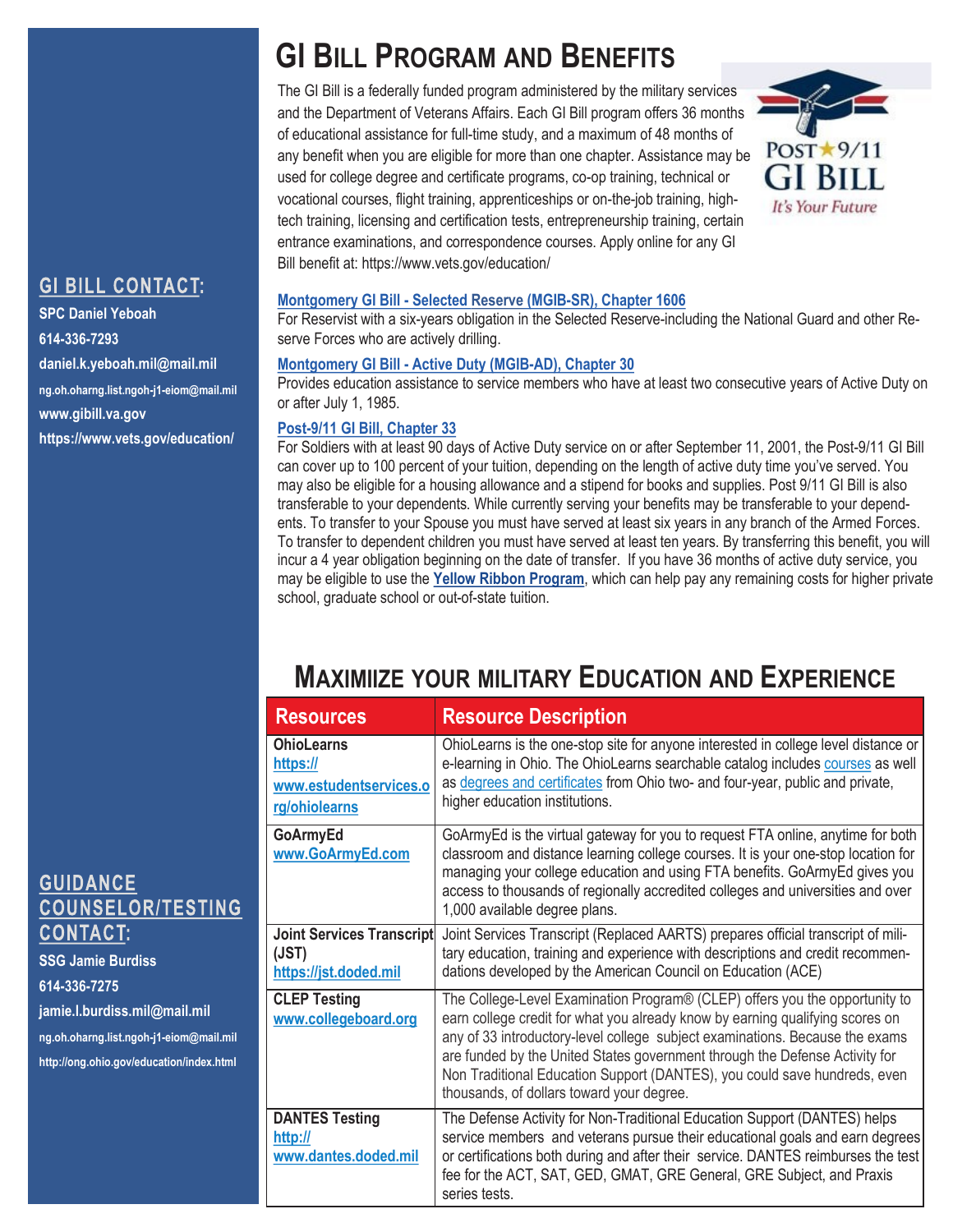# GI Bill Program and Benefits

The GI Bill is a federally funded program administered by the military services and the Department of Veterans Affairs. Each GI Bill program offers 36 months of educational assistance for full-time study, and a maximum of 48 months of any benefit when you are eligible for more than one chapter. Assistance may be used for college degree and certificate programs, co-op training, technical or vocational courses, flight training, apprenticeships or on-the-job training, high-tech training, licensing and certification tests, entrepreneurship training, certain entrance examinations, and correspondence courses. Apply online for any GI Bill benefit at: https://www.vets.gov/education/

POST★9/11 GI BILL *It's Your Future*

### Montgomery GI Bill - Selected Reserve (MGIB-SR), Chapter 1606

For Reservist with a six-years obligation in the Selected Reserve-including the National Guard and other Reserve Forces who are actively drilling.

### Montgomery GI Bill - Active Duty (MGIB-AD), Chapter 30

Provides education assistance to service members who have at least two consecutive years of Active Duty on or after July 1, 1985.

### Post-9/11 GI Bill, Chapter 33

For Soldiers with at least 90 days of Active Duty service on or after September 11, 2001, the Post-9/11 GI Bill can cover up to 100 percent of your tuition, depending on the length of active duty time you've served. You may also be eligible for a housing allowance and a stipend for books and supplies. Post 9/11 GI Bill is also transferable to your dependents. While currently serving your benefits may be transferable to your dependents. To transfer to your Spouse you must have served at least six years in any branch of the Armed Forces. To transfer to dependent children you must have served at least ten years. By transferring this benefit, you will incur a 4 year obligation beginning on the date of transfer. If you have 36 months of active duty service, you may be eligible to use the **Yellow Ribbon Program**, which can help pay any remaining costs for higher private school, graduate school or out-of-state tuition.

## GI Bill Contact:

**SPC Daniel Yeboah**
**614-336-7293**
**daniel.k.yeboah.mil@mail.mil**
**ng.oh.oharng.list.ngoh-j1-eiom@mail.mil**
**www.gibill.va.gov**
**https://www.vets.gov/education/**

# Maximiize your military Education and Experience

| Resources | Resource Description |
|---|---|
| **OhioLearns** https://www.estudentservices.org/ohiolearns | OhioLearns is the one-stop site for anyone interested in college level distance or e-learning in Ohio. The OhioLearns searchable catalog includes courses as well as degrees and certificates from Ohio two- and four-year, public and private, higher education institutions. |
| **GoArmyEd** www.GoArmyEd.com | GoArmyEd is the virtual gateway for you to request FTA online, anytime for both classroom and distance learning college courses. It is your one-stop location for managing your college education and using FTA benefits. GoArmyEd gives you access to thousands of regionally accredited colleges and universities and over 1,000 available degree plans. |
| **Joint Services Transcript (JST)** https://jst.doded.mil | Joint Services Transcript (Replaced AARTS) prepares official transcript of military education, training and experience with descriptions and credit recommendations developed by the American Council on Education (ACE) |
| **CLEP Testing** www.collegeboard.org | The College-Level Examination Program® (CLEP) offers you the opportunity to earn college credit for what you already know by earning qualifying scores on any of 33 introductory-level college subject examinations. Because the exams are funded by the United States government through the Defense Activity for Non Traditional Education Support (DANTES), you could save hundreds, even thousands, of dollars toward your degree. |
| **DANTES Testing** http://www.dantes.doded.mil | The Defense Activity for Non-Traditional Education Support (DANTES) helps service members and veterans pursue their educational goals and earn degrees or certifications both during and after their service. DANTES reimburses the test fee for the ACT, SAT, GED, GMAT, GRE General, GRE Subject, and Praxis series tests. |

## Guidance Counselor/Testing Contact:

**SSG Jamie Burdiss**
**614-336-7275**
**jamie.l.burdiss.mil@mail.mil**
**ng.oh.oharng.list.ngoh-j1-eiom@mail.mil**
**http://ong.ohio.gov/education/index.html**